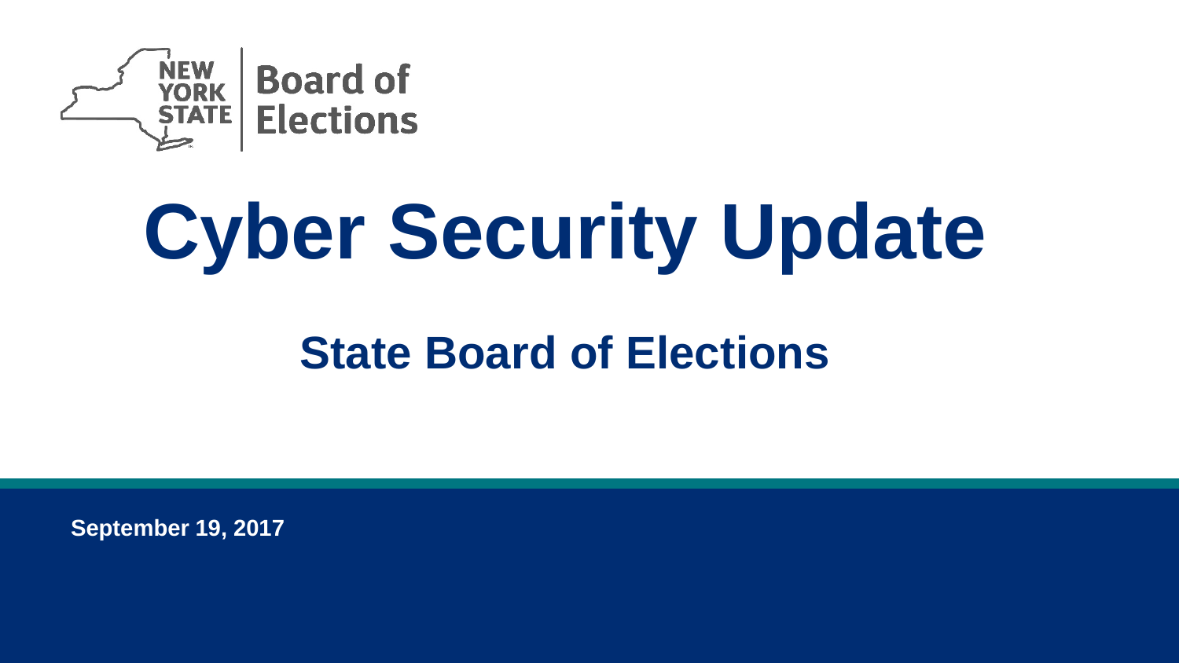NEW YORK STATE | Board of Elections

# Cyber Security Update

## State Board of Elections

September 19, 2017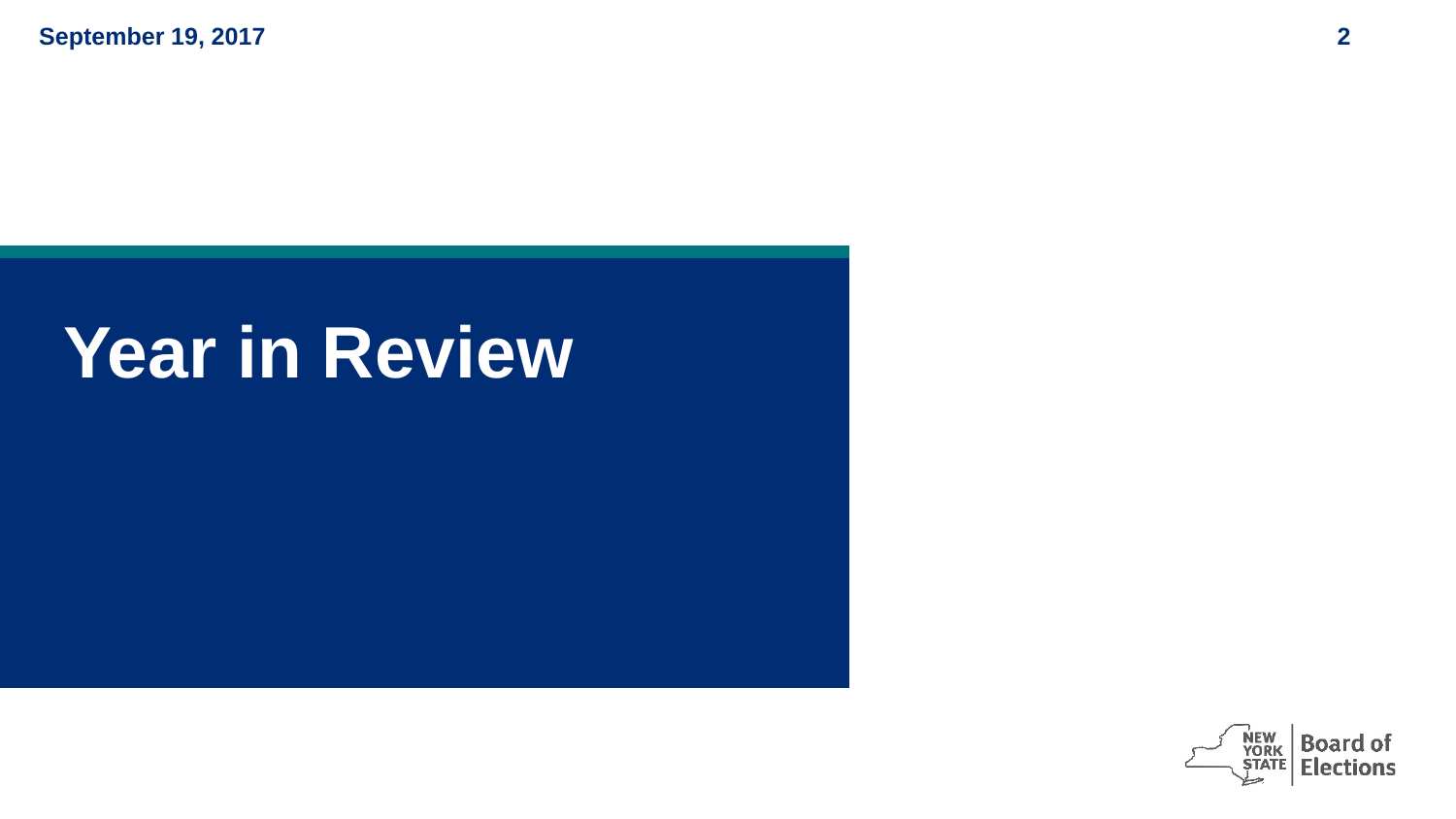# Year in Review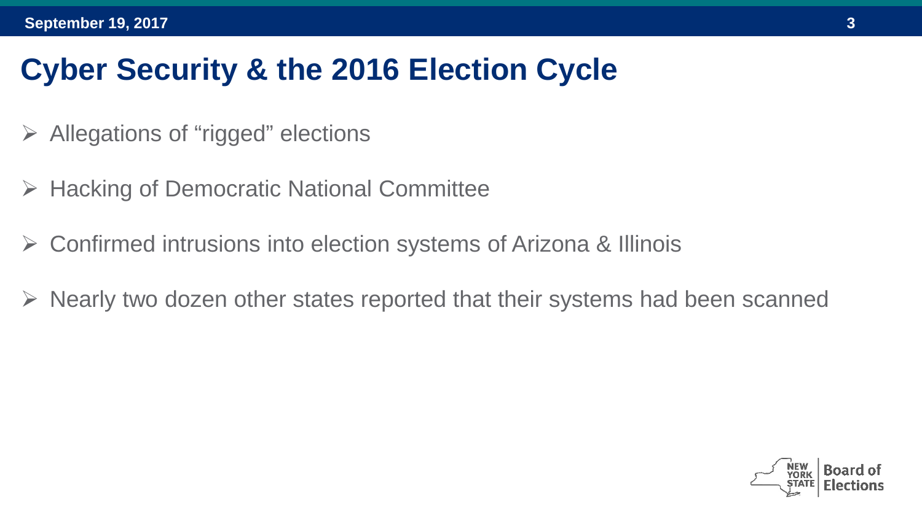# Cyber Security & the 2016 Election Cycle

- Allegations of “rigged” elections
- Hacking of Democratic National Committee
- Confirmed intrusions into election systems of Arizona & Illinois
- Nearly two dozen other states reported that their systems had been scanned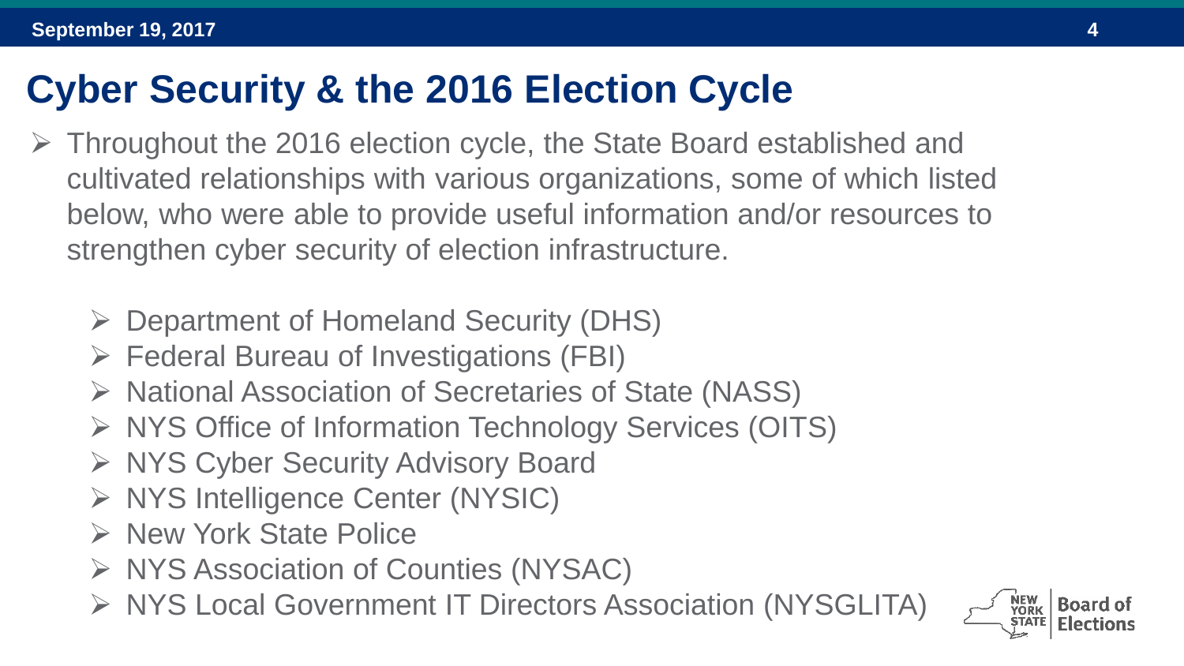# Cyber Security & the 2016 Election Cycle

- Throughout the 2016 election cycle, the State Board established and cultivated relationships with various organizations, some of which listed below, who were able to provide useful information and/or resources to strengthen cyber security of election infrastructure.

  - Department of Homeland Security (DHS)
  - Federal Bureau of Investigations (FBI)
  - National Association of Secretaries of State (NASS)
  - NYS Office of Information Technology Services (OITS)
  - NYS Cyber Security Advisory Board
  - NYS Intelligence Center (NYSIC)
  - New York State Police
  - NYS Association of Counties (NYSAC)
  - NYS Local Government IT Directors Association (NYSGLITA)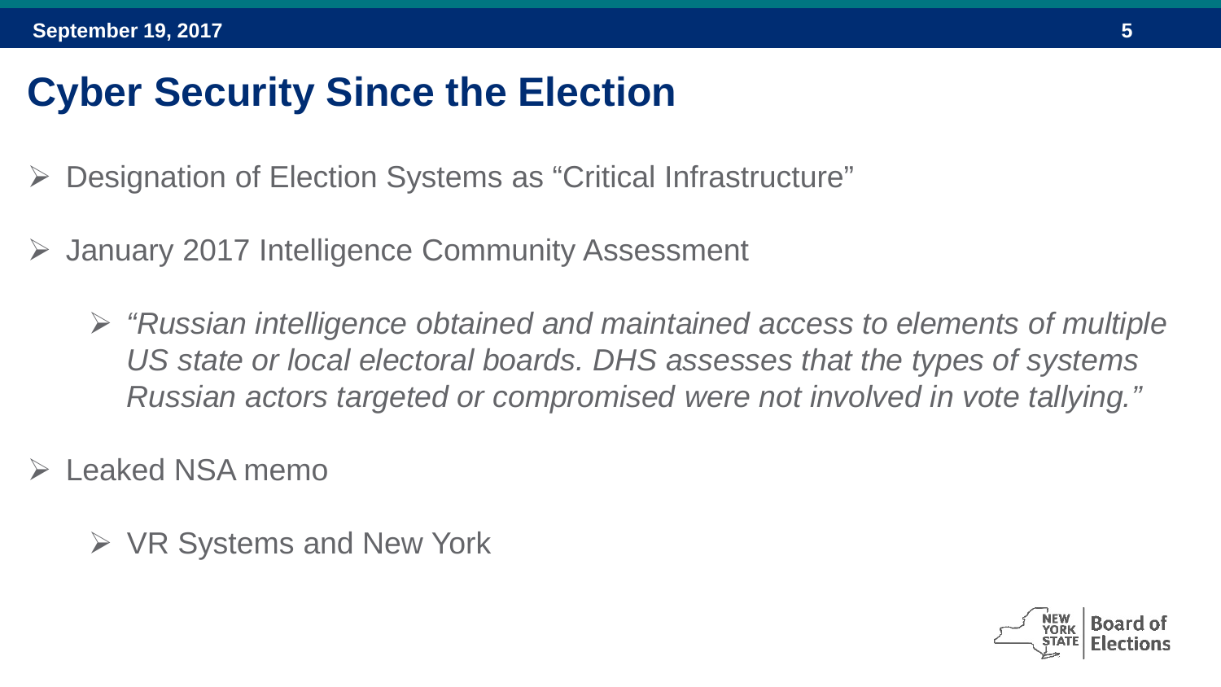# Cyber Security Since the Election

- Designation of Election Systems as "Critical Infrastructure"
- January 2017 Intelligence Community Assessment
  - *"Russian intelligence obtained and maintained access to elements of multiple US state or local electoral boards. DHS assesses that the types of systems Russian actors targeted or compromised were not involved in vote tallying."*
- Leaked NSA memo
  - VR Systems and New York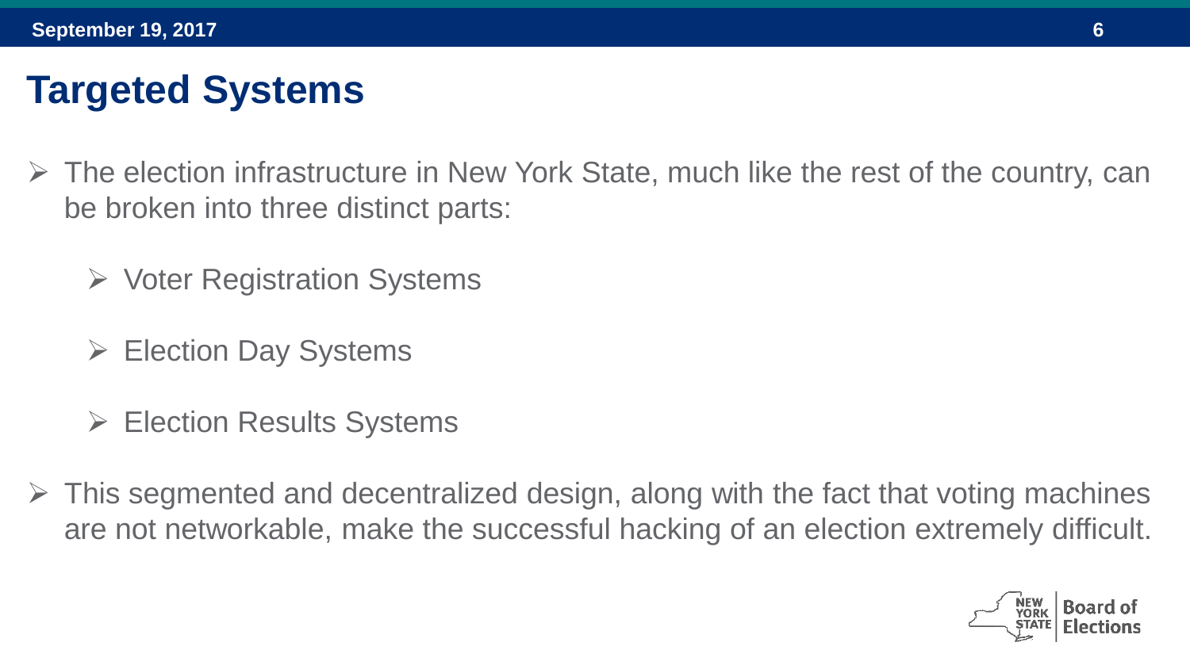# Targeted Systems

- The election infrastructure in New York State, much like the rest of the country, can be broken into three distinct parts:
  - Voter Registration Systems
  - Election Day Systems
  - Election Results Systems
- This segmented and decentralized design, along with the fact that voting machines are not networkable, make the successful hacking of an election extremely difficult.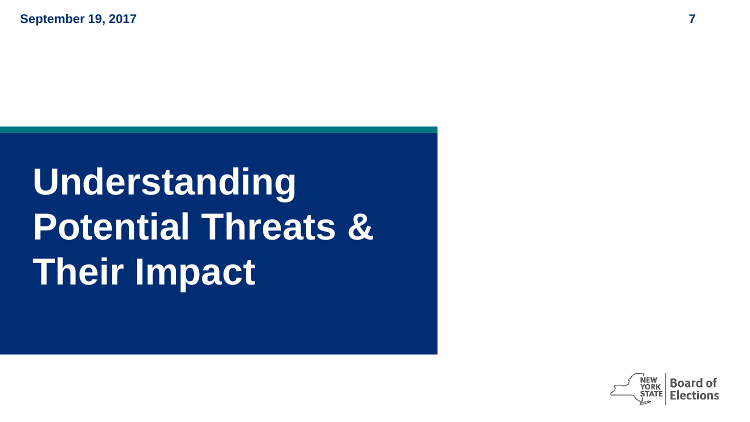# Understanding Potential Threats & Their Impact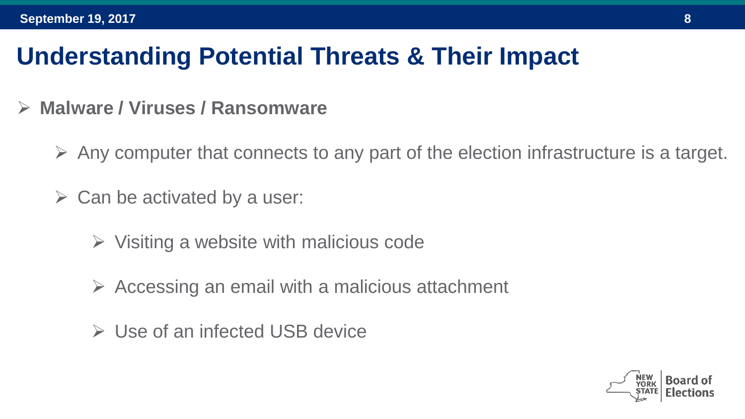# Understanding Potential Threats & Their Impact

- **Malware / Viruses / Ransomware**
  - Any computer that connects to any part of the election infrastructure is a target.
  - Can be activated by a user:
    - Visiting a website with malicious code
    - Accessing an email with a malicious attachment
    - Use of an infected USB device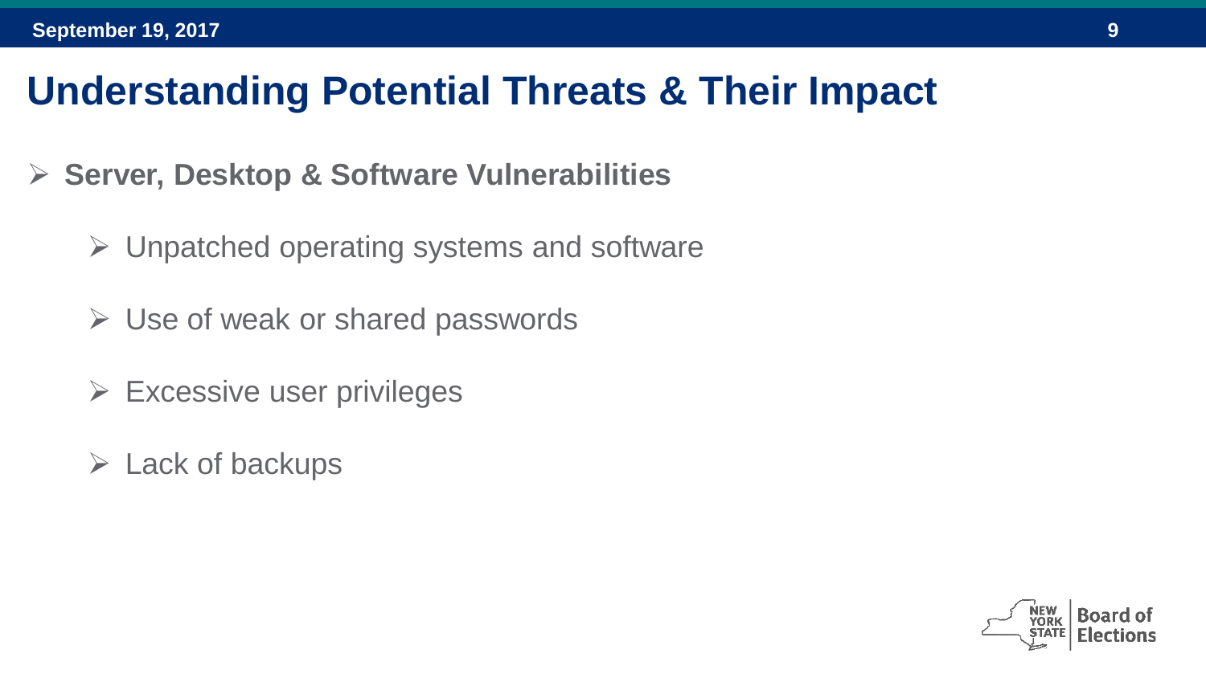# Understanding Potential Threats & Their Impact

- **Server, Desktop & Software Vulnerabilities**
  - Unpatched operating systems and software
  - Use of weak or shared passwords
  - Excessive user privileges
  - Lack of backups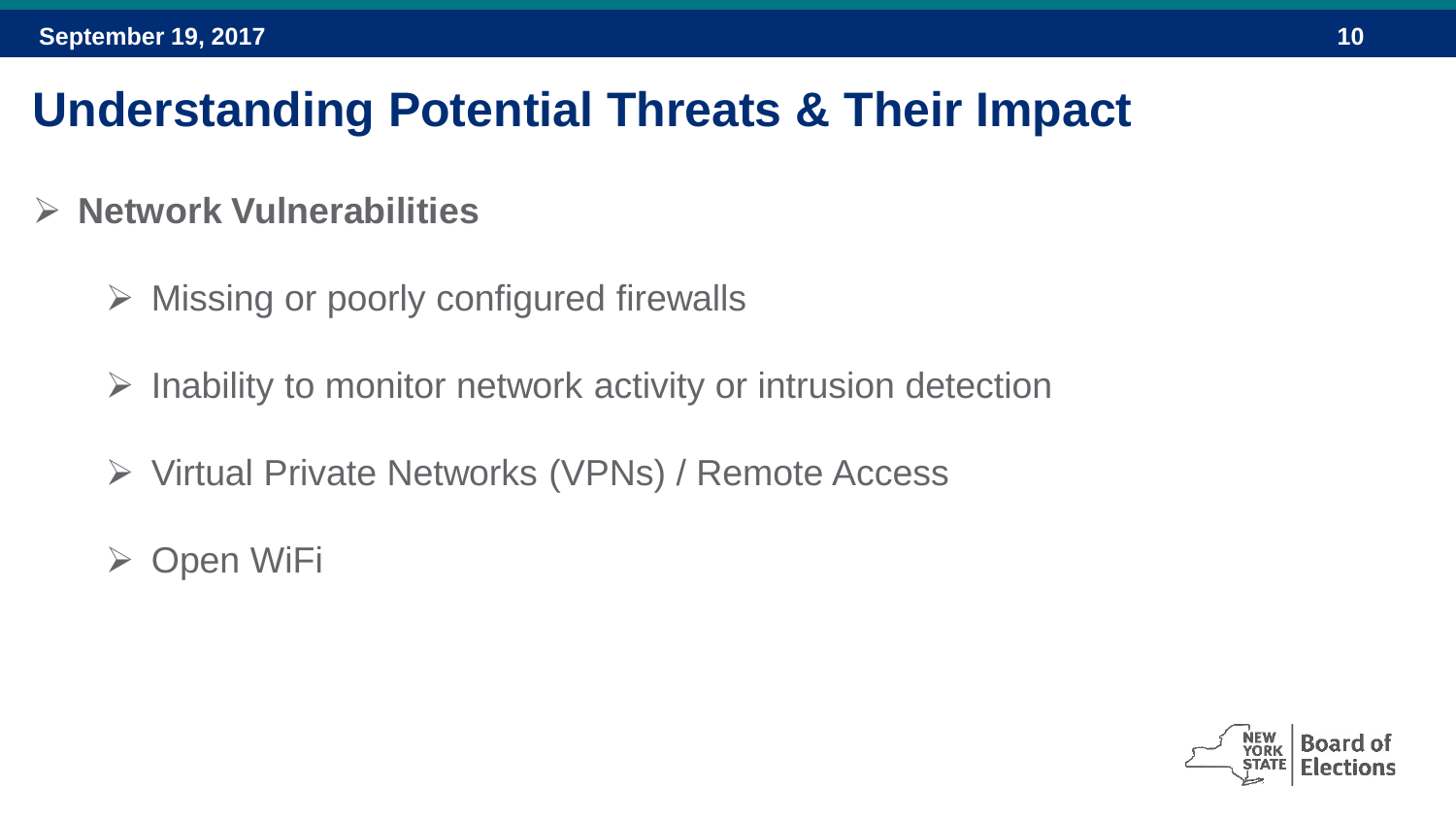# Understanding Potential Threats & Their Impact

- **Network Vulnerabilities**
  - Missing or poorly configured firewalls
  - Inability to monitor network activity or intrusion detection
  - Virtual Private Networks (VPNs) / Remote Access
  - Open WiFi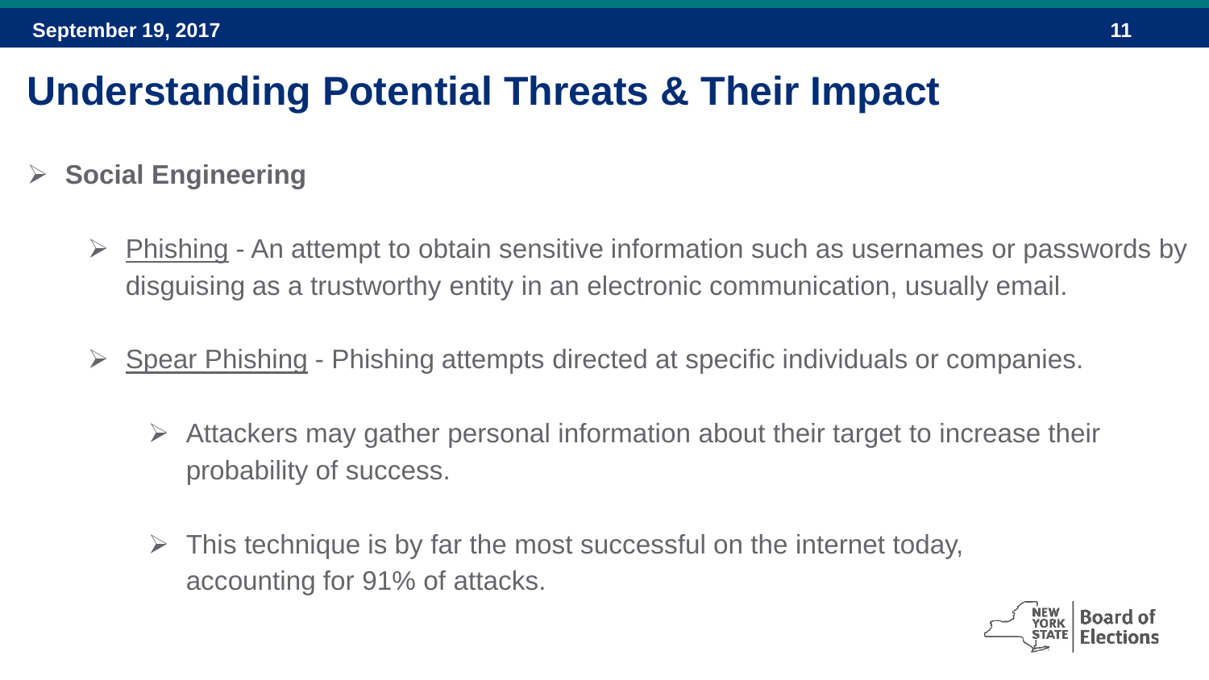# Understanding Potential Threats & Their Impact

- **Social Engineering**
  - Phishing - An attempt to obtain sensitive information such as usernames or passwords by disguising as a trustworthy entity in an electronic communication, usually email.
  - Spear Phishing - Phishing attempts directed at specific individuals or companies.
    - Attackers may gather personal information about their target to increase their probability of success.
    - This technique is by far the most successful on the internet today, accounting for 91% of attacks.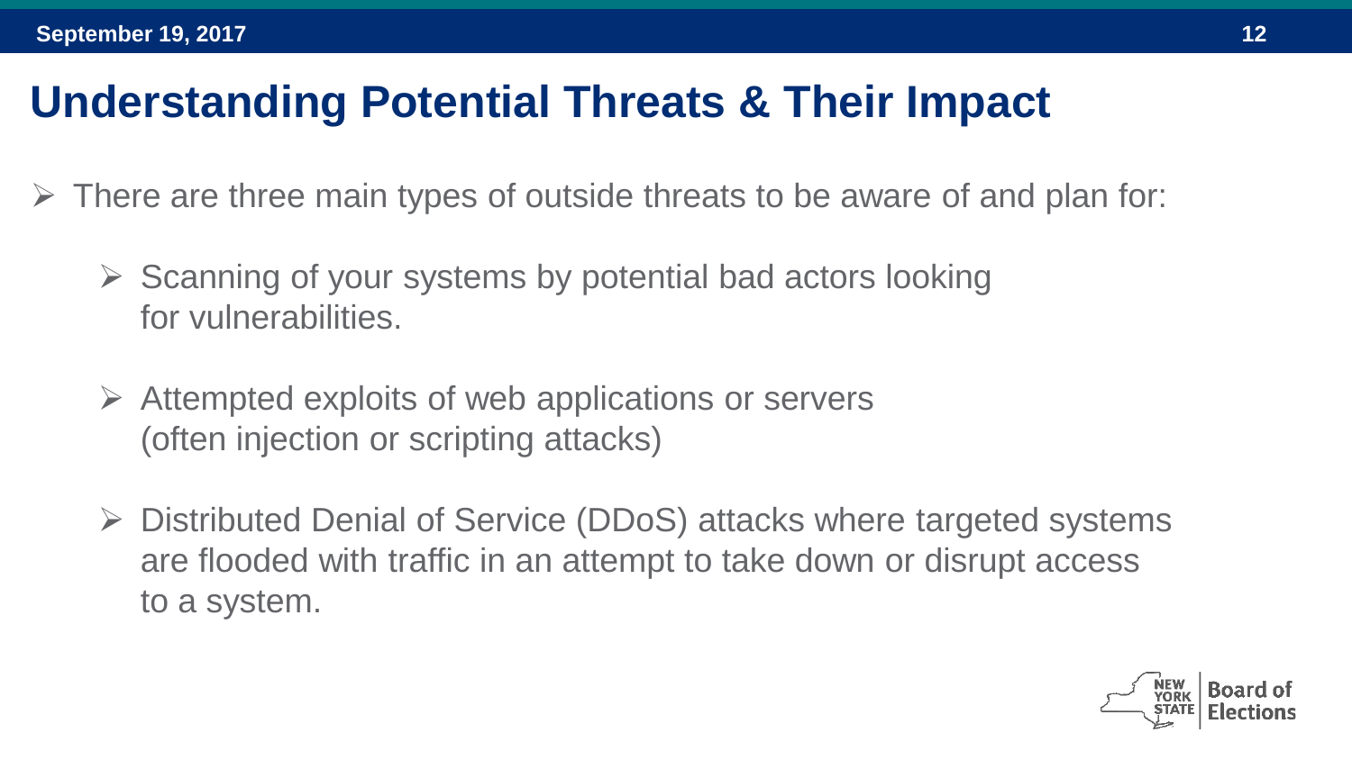# Understanding Potential Threats & Their Impact

- There are three main types of outside threats to be aware of and plan for:
  - Scanning of your systems by potential bad actors looking for vulnerabilities.
  - Attempted exploits of web applications or servers (often injection or scripting attacks)
  - Distributed Denial of Service (DDoS) attacks where targeted systems are flooded with traffic in an attempt to take down or disrupt access to a system.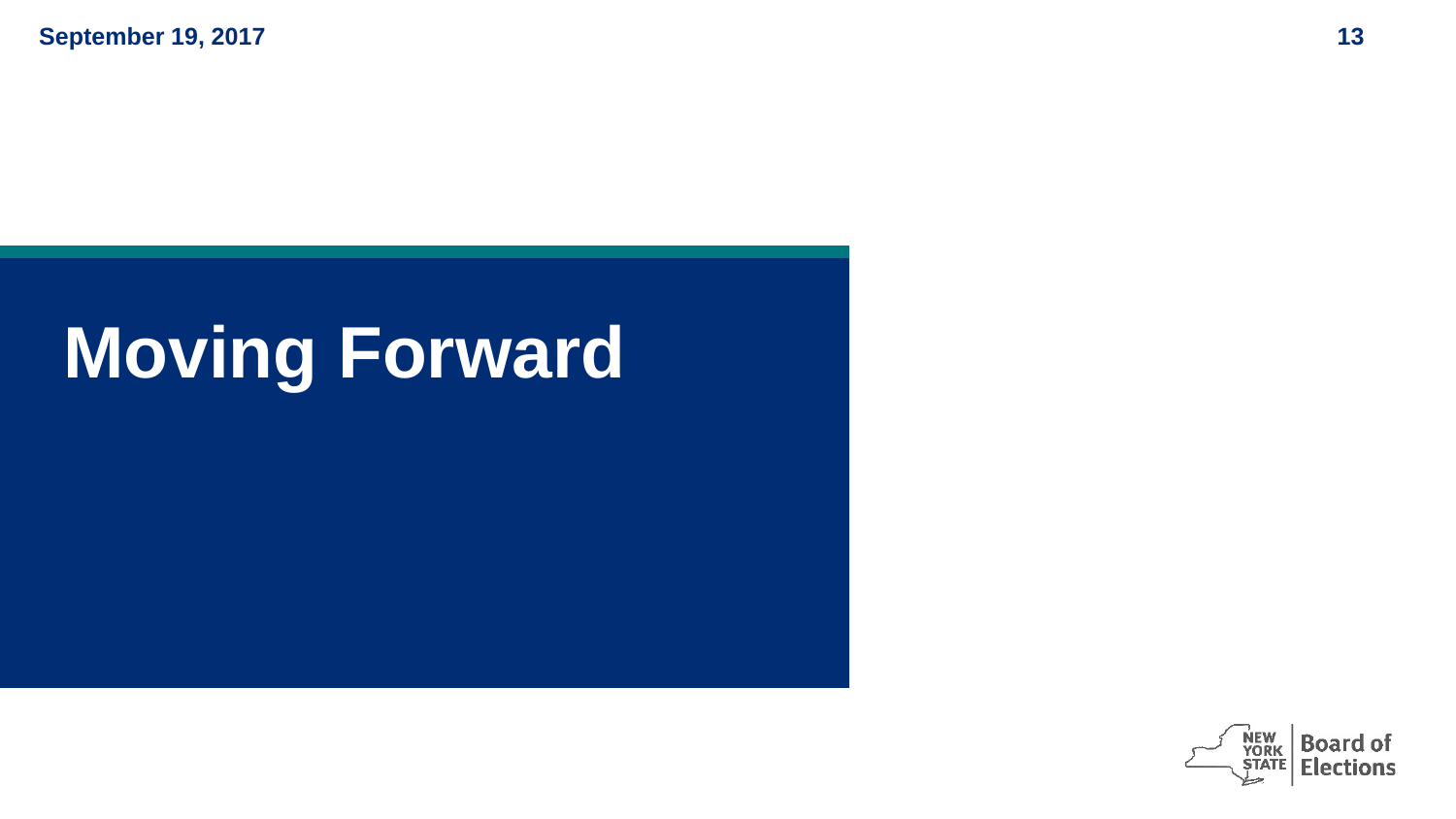# Moving Forward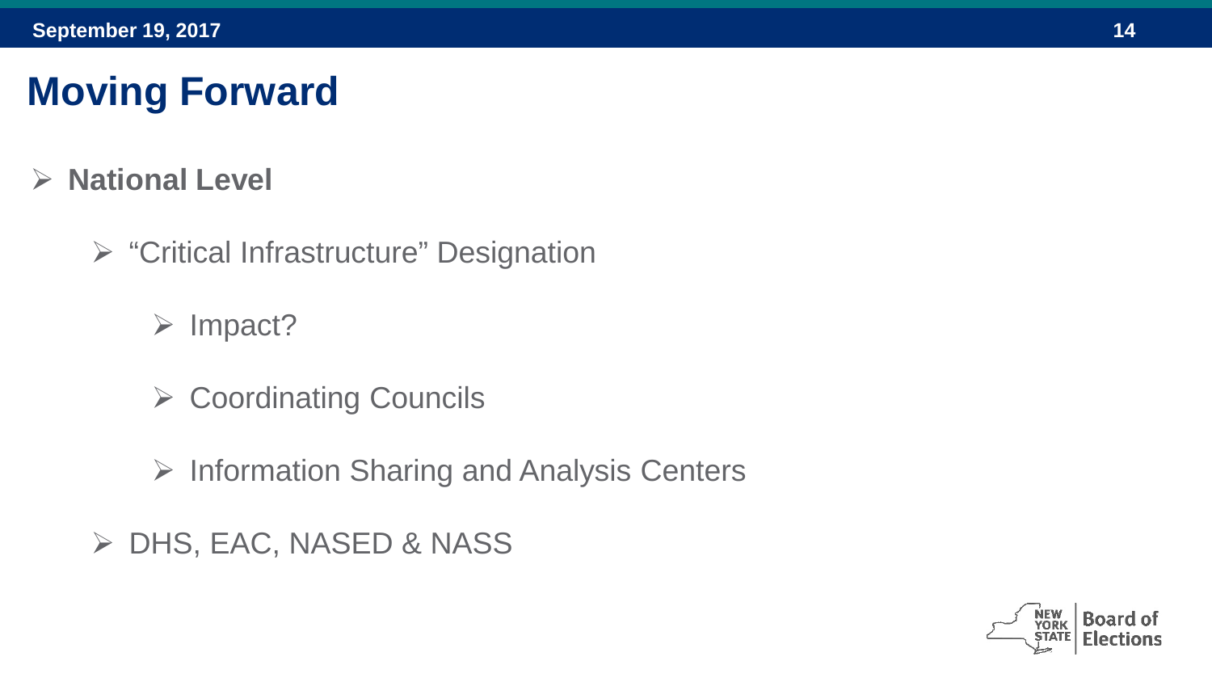# Moving Forward

- **National Level**
  - "Critical Infrastructure" Designation
    - Impact?
    - Coordinating Councils
    - Information Sharing and Analysis Centers
  - DHS, EAC, NASED & NASS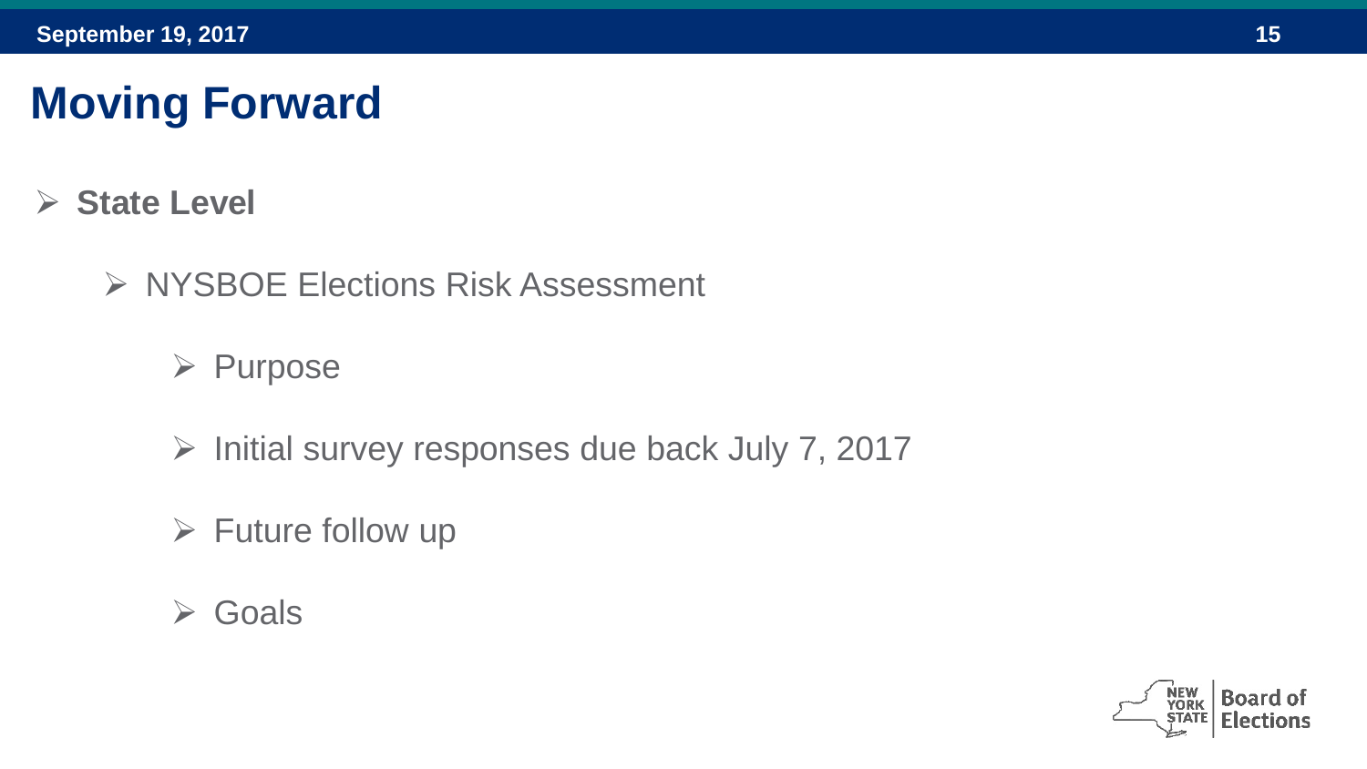# Moving Forward

- **State Level**
  - NYSBOE Elections Risk Assessment
    - Purpose
    - Initial survey responses due back July 7, 2017
    - Future follow up
    - Goals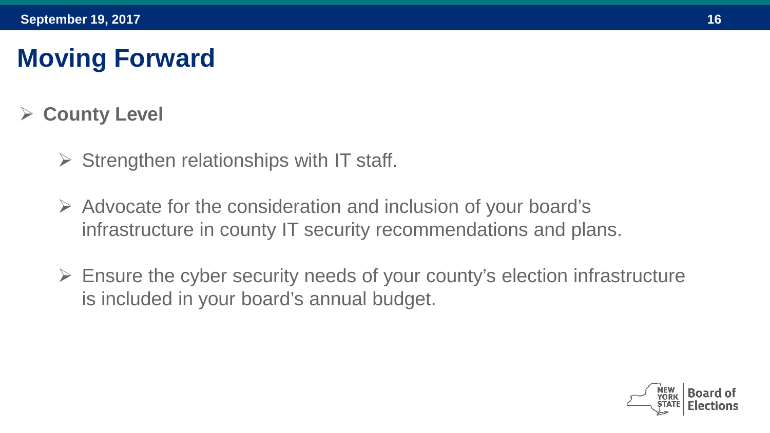# Moving Forward

- **County Level**
  - Strengthen relationships with IT staff.
  - Advocate for the consideration and inclusion of your board's infrastructure in county IT security recommendations and plans.
  - Ensure the cyber security needs of your county's election infrastructure is included in your board's annual budget.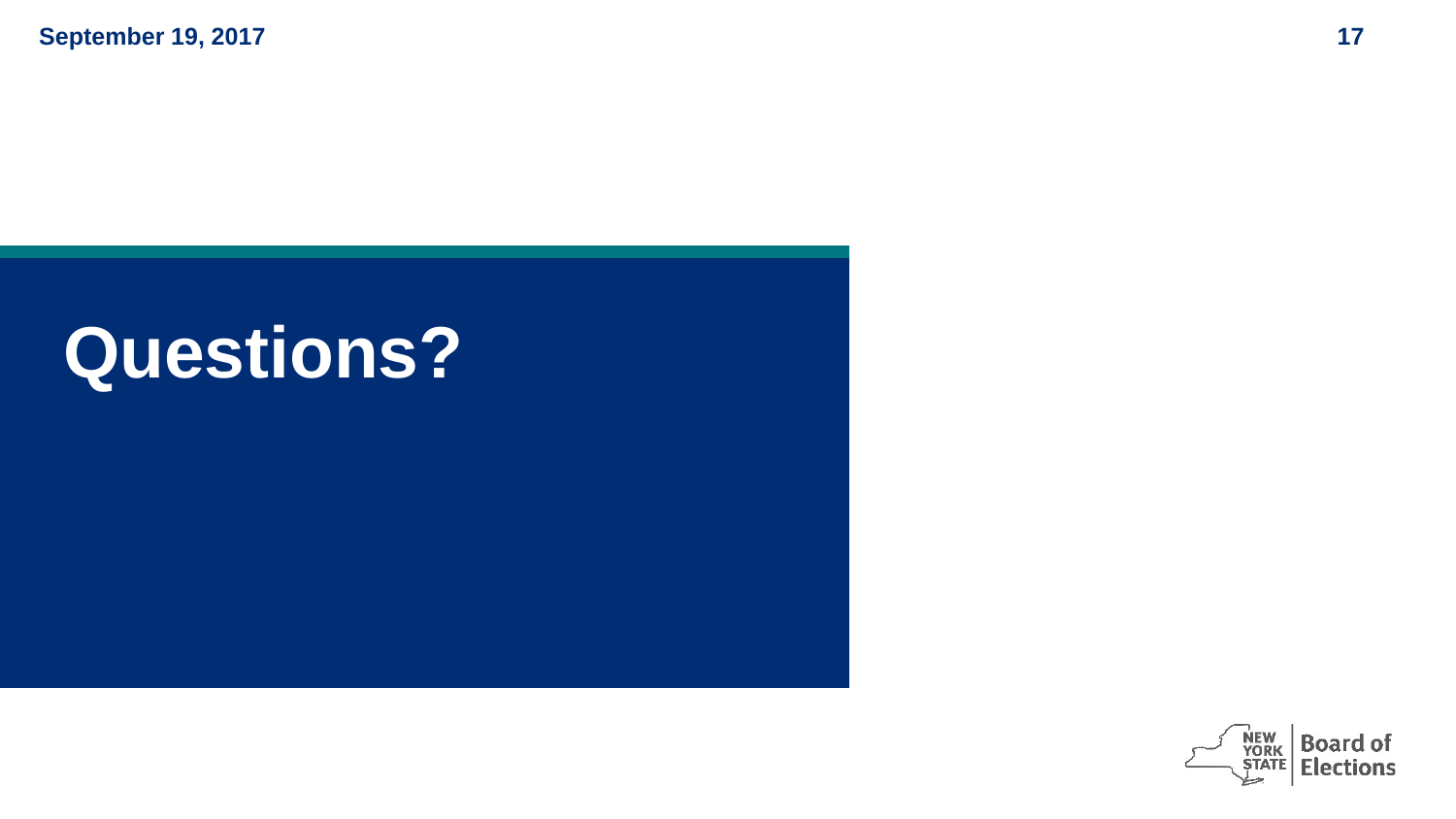# Questions?